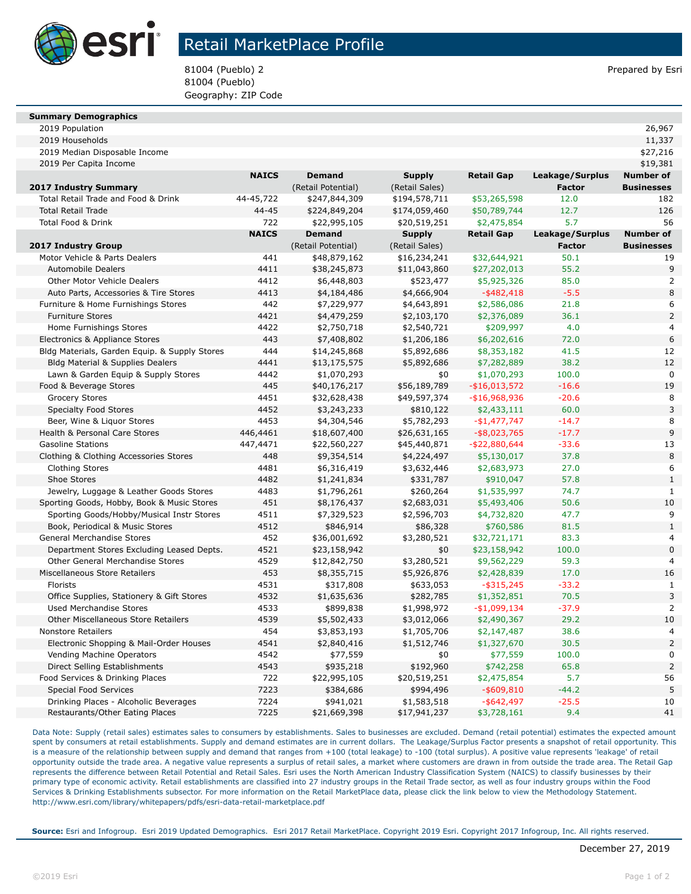# Retail MarketPlace Profile

81004 (Pueblo) 2
81004 (Pueblo)
Geography: ZIP Code

Prepared by Esri

| Summary Demographics | | | | | | |
|---|---|---|---|---|---|---|
| 2019 Population | | | | | | 26,967 |
| 2019 Households | | | | | | 11,337 |
| 2019 Median Disposable Income | | | | | | $27,216 |
| 2019 Per Capita Income | | | | | | $19,381 |

| 2017 Industry Summary | NAICS | Demand (Retail Potential) | Supply (Retail Sales) | Retail Gap | Leakage/Surplus Factor | Number of Businesses |
|---|---|---|---|---|---|---|
| Total Retail Trade and Food & Drink | 44-45,722 | $247,844,309 | $194,578,711 | $53,265,598 | 12.0 | 182 |
| Total Retail Trade | 44-45 | $224,849,204 | $174,059,460 | $50,789,744 | 12.7 | 126 |
| Total Food & Drink | 722 | $22,995,105 | $20,519,251 | $2,475,854 | 5.7 | 56 |

| 2017 Industry Group | NAICS | Demand (Retail Potential) | Supply (Retail Sales) | Retail Gap | Leakage/Surplus Factor | Number of Businesses |
|---|---|---|---|---|---|---|
| Motor Vehicle & Parts Dealers | 441 | $48,879,162 | $16,234,241 | $32,644,921 | 50.1 | 19 |
| Automobile Dealers | 4411 | $38,245,873 | $11,043,860 | $27,202,013 | 55.2 | 9 |
| Other Motor Vehicle Dealers | 4412 | $6,448,803 | $523,477 | $5,925,326 | 85.0 | 2 |
| Auto Parts, Accessories & Tire Stores | 4413 | $4,184,486 | $4,666,904 | -$482,418 | -5.5 | 8 |
| Furniture & Home Furnishings Stores | 442 | $7,229,977 | $4,643,891 | $2,586,086 | 21.8 | 6 |
| Furniture Stores | 4421 | $4,479,259 | $2,103,170 | $2,376,089 | 36.1 | 2 |
| Home Furnishings Stores | 4422 | $2,750,718 | $2,540,721 | $209,997 | 4.0 | 4 |
| Electronics & Appliance Stores | 443 | $7,408,802 | $1,206,186 | $6,202,616 | 72.0 | 6 |
| Bldg Materials, Garden Equip. & Supply Stores | 444 | $14,245,868 | $5,892,686 | $8,353,182 | 41.5 | 12 |
| Bldg Material & Supplies Dealers | 4441 | $13,175,575 | $5,892,686 | $7,282,889 | 38.2 | 12 |
| Lawn & Garden Equip & Supply Stores | 4442 | $1,070,293 | $0 | $1,070,293 | 100.0 | 0 |
| Food & Beverage Stores | 445 | $40,176,217 | $56,189,789 | -$16,013,572 | -16.6 | 19 |
| Grocery Stores | 4451 | $32,628,438 | $49,597,374 | -$16,968,936 | -20.6 | 8 |
| Specialty Food Stores | 4452 | $3,243,233 | $810,122 | $2,433,111 | 60.0 | 3 |
| Beer, Wine & Liquor Stores | 4453 | $4,304,546 | $5,782,293 | -$1,477,747 | -14.7 | 8 |
| Health & Personal Care Stores | 446,4461 | $18,607,400 | $26,631,165 | -$8,023,765 | -17.7 | 9 |
| Gasoline Stations | 447,4471 | $22,560,227 | $45,440,871 | -$22,880,644 | -33.6 | 13 |
| Clothing & Clothing Accessories Stores | 448 | $9,354,514 | $4,224,497 | $5,130,017 | 37.8 | 8 |
| Clothing Stores | 4481 | $6,316,419 | $3,632,446 | $2,683,973 | 27.0 | 6 |
| Shoe Stores | 4482 | $1,241,834 | $331,787 | $910,047 | 57.8 | 1 |
| Jewelry, Luggage & Leather Goods Stores | 4483 | $1,796,261 | $260,264 | $1,535,997 | 74.7 | 1 |
| Sporting Goods, Hobby, Book & Music Stores | 451 | $8,176,437 | $2,683,031 | $5,493,406 | 50.6 | 10 |
| Sporting Goods/Hobby/Musical Instr Stores | 4511 | $7,329,523 | $2,596,703 | $4,732,820 | 47.7 | 9 |
| Book, Periodical & Music Stores | 4512 | $846,914 | $86,328 | $760,586 | 81.5 | 1 |
| General Merchandise Stores | 452 | $36,001,692 | $3,280,521 | $32,721,171 | 83.3 | 4 |
| Department Stores Excluding Leased Depts. | 4521 | $23,158,942 | $0 | $23,158,942 | 100.0 | 0 |
| Other General Merchandise Stores | 4529 | $12,842,750 | $3,280,521 | $9,562,229 | 59.3 | 4 |
| Miscellaneous Store Retailers | 453 | $8,355,715 | $5,926,876 | $2,428,839 | 17.0 | 16 |
| Florists | 4531 | $317,808 | $633,053 | -$315,245 | -33.2 | 1 |
| Office Supplies, Stationery & Gift Stores | 4532 | $1,635,636 | $282,785 | $1,352,851 | 70.5 | 3 |
| Used Merchandise Stores | 4533 | $899,838 | $1,998,972 | -$1,099,134 | -37.9 | 2 |
| Other Miscellaneous Store Retailers | 4539 | $5,502,433 | $3,012,066 | $2,490,367 | 29.2 | 10 |
| Nonstore Retailers | 454 | $3,853,193 | $1,705,706 | $2,147,487 | 38.6 | 4 |
| Electronic Shopping & Mail-Order Houses | 4541 | $2,840,416 | $1,512,746 | $1,327,670 | 30.5 | 2 |
| Vending Machine Operators | 4542 | $77,559 | $0 | $77,559 | 100.0 | 0 |
| Direct Selling Establishments | 4543 | $935,218 | $192,960 | $742,258 | 65.8 | 2 |
| Food Services & Drinking Places | 722 | $22,995,105 | $20,519,251 | $2,475,854 | 5.7 | 56 |
| Special Food Services | 7223 | $384,686 | $994,496 | -$609,810 | -44.2 | 5 |
| Drinking Places - Alcoholic Beverages | 7224 | $941,021 | $1,583,518 | -$642,497 | -25.5 | 10 |
| Restaurants/Other Eating Places | 7225 | $21,669,398 | $17,941,237 | $3,728,161 | 9.4 | 41 |

Data Note: Supply (retail sales) estimates sales to consumers by establishments. Sales to businesses are excluded. Demand (retail potential) estimates the expected amount spent by consumers at retail establishments. Supply and demand estimates are in current dollars. The Leakage/Surplus Factor presents a snapshot of retail opportunity. This is a measure of the relationship between supply and demand that ranges from +100 (total leakage) to -100 (total surplus). A positive value represents 'leakage' of retail opportunity outside the trade area. A negative value represents a surplus of retail sales, a market where customers are drawn in from outside the trade area. The Retail Gap represents the difference between Retail Potential and Retail Sales. Esri uses the North American Industry Classification System (NAICS) to classify businesses by their primary type of economic activity. Retail establishments are classified into 27 industry groups in the Retail Trade sector, as well as four industry groups within the Food Services & Drinking Establishments subsector. For more information on the Retail MarketPlace data, please click the link below to view the Methodology Statement.
http://www.esri.com/library/whitepapers/pdfs/esri-data-retail-marketplace.pdf

**Source:** Esri and Infogroup. Esri 2019 Updated Demographics. Esri 2017 Retail MarketPlace. Copyright 2019 Esri. Copyright 2017 Infogroup, Inc. All rights reserved.

December 27, 2019

©2019 Esri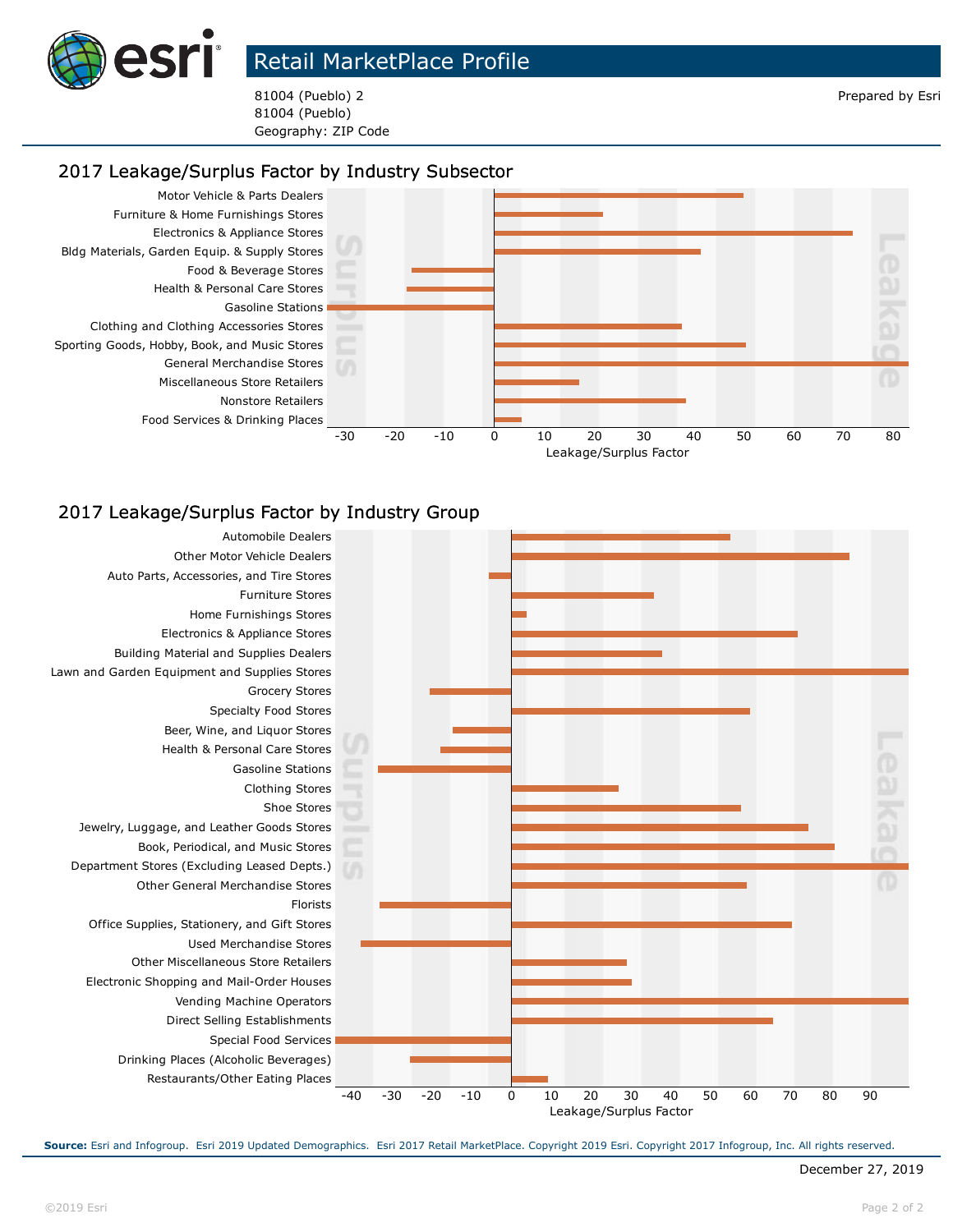# Retail MarketPlace Profile

81004 (Pueblo) 2
81004 (Pueblo)
Geography: ZIP Code

Prepared by Esri

## 2017 Leakage/Surplus Factor by Industry Subsector

Motor Vehicle & Parts Dealers
Furniture & Home Furnishings Stores
Electronics & Appliance Stores
Bldg Materials, Garden Equip. & Supply Stores
Food & Beverage Stores
Health & Personal Care Stores
Gasoline Stations
Clothing and Clothing Accessories Stores
Sporting Goods, Hobby, Book, and Music Stores
General Merchandise Stores
Miscellaneous Store Retailers
Nonstore Retailers
Food Services & Drinking Places

Surplus
Leakage

-30 -20 -10 0 10 20 30 40 50 60 70 80

Leakage/Surplus Factor

## 2017 Leakage/Surplus Factor by Industry Group

Automobile Dealers
Other Motor Vehicle Dealers
Auto Parts, Accessories, and Tire Stores
Furniture Stores
Home Furnishings Stores
Electronics & Appliance Stores
Building Material and Supplies Dealers
Lawn and Garden Equipment and Supplies Stores
Grocery Stores
Specialty Food Stores
Beer, Wine, and Liquor Stores
Health & Personal Care Stores
Gasoline Stations
Clothing Stores
Shoe Stores
Jewelry, Luggage, and Leather Goods Stores
Book, Periodical, and Music Stores
Department Stores (Excluding Leased Depts.)
Other General Merchandise Stores
Florists
Office Supplies, Stationery, and Gift Stores
Used Merchandise Stores
Other Miscellaneous Store Retailers
Electronic Shopping and Mail-Order Houses
Vending Machine Operators
Direct Selling Establishments
Special Food Services
Drinking Places (Alcoholic Beverages)
Restaurants/Other Eating Places

Surplus
Leakage

-40 -30 -20 -10 0 10 20 30 40 50 60 70 80 90

Leakage/Surplus Factor

**Source:** Esri and Infogroup. Esri 2019 Updated Demographics. Esri 2017 Retail MarketPlace. Copyright 2019 Esri. Copyright 2017 Infogroup, Inc. All rights reserved.

December 27, 2019